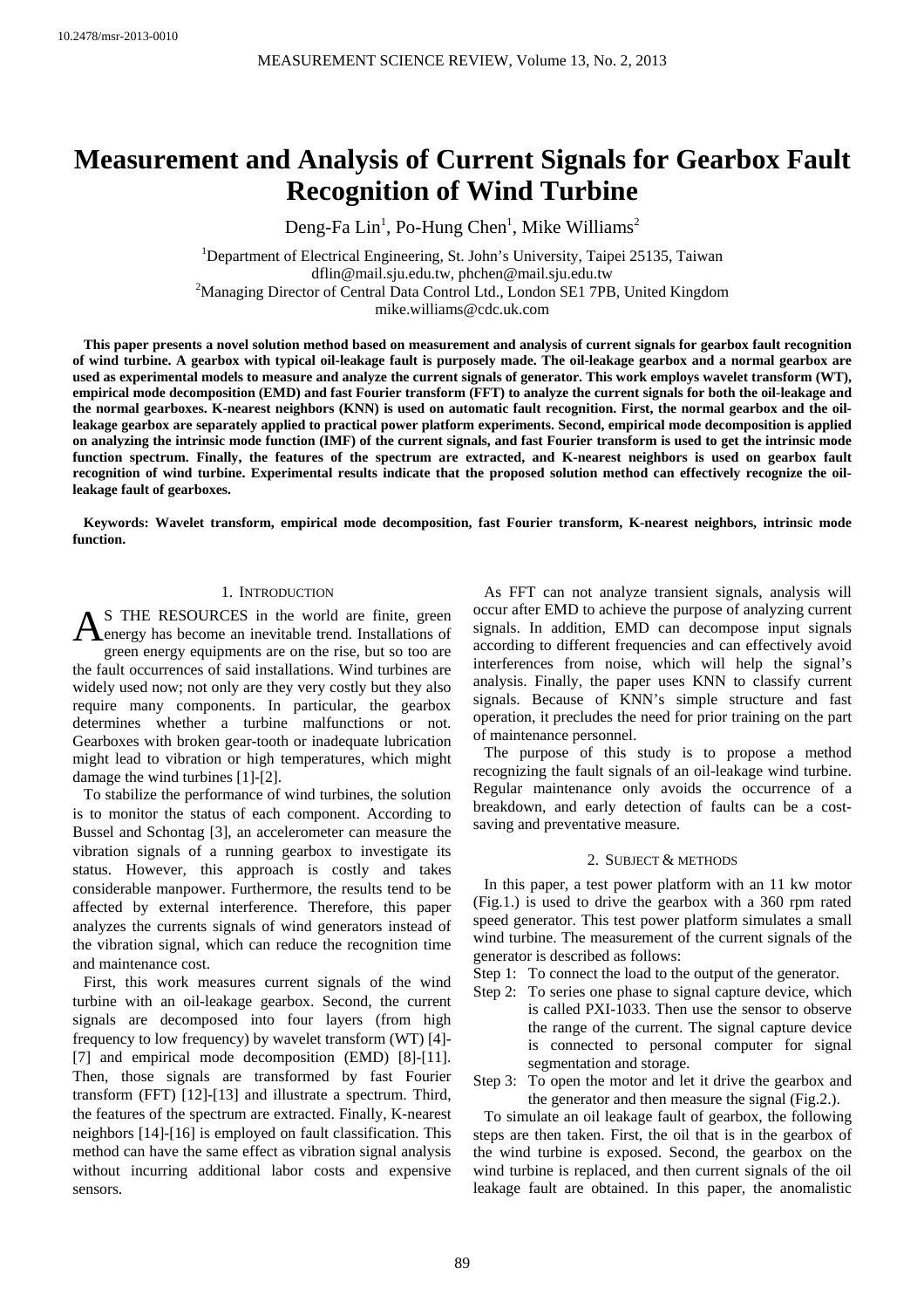10.2478/msr-2013-0010

# Measurement and Analysis of Current Signals for Gearbox Fault Recognition of Wind Turbine

Deng-Fa Lin[1], Po-Hung Chen[1], Mike Williams[2]

[1]Department of Electrical Engineering, St. John's University, Taipei 25135, Taiwan
dflin@mail.sju.edu.tw, phchen@mail.sju.edu.tw
[2]Managing Director of Central Data Control Ltd., London SE1 7PB, United Kingdom
mike.williams@cdc.uk.com

**This paper presents a novel solution method based on measurement and analysis of current signals for gearbox fault recognition of wind turbine. A gearbox with typical oil-leakage fault is purposely made. The oil-leakage gearbox and a normal gearbox are used as experimental models to measure and analyze the current signals of generator. This work employs wavelet transform (WT), empirical mode decomposition (EMD) and fast Fourier transform (FFT) to analyze the current signals for both the oil-leakage and the normal gearboxes. K-nearest neighbors (KNN) is used on automatic fault recognition. First, the normal gearbox and the oil-leakage gearbox are separately applied to practical power platform experiments. Second, empirical mode decomposition is applied on analyzing the intrinsic mode function (IMF) of the current signals, and fast Fourier transform is used to get the intrinsic mode function spectrum. Finally, the features of the spectrum are extracted, and K-nearest neighbors is used on gearbox fault recognition of wind turbine. Experimental results indicate that the proposed solution method can effectively recognize the oil-leakage fault of gearboxes.**

**Keywords: Wavelet transform, empirical mode decomposition, fast Fourier transform, K-nearest neighbors, intrinsic mode function.**

## 1. Introduction

As THE RESOURCES in the world are finite, green energy has become an inevitable trend. Installations of green energy equipments are on the rise, but so too are the fault occurrences of said installations. Wind turbines are widely used now; not only are they very costly but they also require many components. In particular, the gearbox determines whether a turbine malfunctions or not. Gearboxes with broken gear-tooth or inadequate lubrication might lead to vibration or high temperatures, which might damage the wind turbines [1]-[2].

To stabilize the performance of wind turbines, the solution is to monitor the status of each component. According to Bussel and Schontag [3], an accelerometer can measure the vibration signals of a running gearbox to investigate its status. However, this approach is costly and takes considerable manpower. Furthermore, the results tend to be affected by external interference. Therefore, this paper analyzes the currents signals of wind generators instead of the vibration signal, which can reduce the recognition time and maintenance cost.

First, this work measures current signals of the wind turbine with an oil-leakage gearbox. Second, the current signals are decomposed into four layers (from high frequency to low frequency) by wavelet transform (WT) [4]-[7] and empirical mode decomposition (EMD) [8]-[11]. Then, those signals are transformed by fast Fourier transform (FFT) [12]-[13] and illustrate a spectrum. Third, the features of the spectrum are extracted. Finally, K-nearest neighbors [14]-[16] is employed on fault classification. This method can have the same effect as vibration signal analysis without incurring additional labor costs and expensive sensors.

As FFT can not analyze transient signals, analysis will occur after EMD to achieve the purpose of analyzing current signals. In addition, EMD can decompose input signals according to different frequencies and can effectively avoid interferences from noise, which will help the signal's analysis. Finally, the paper uses KNN to classify current signals. Because of KNN's simple structure and fast operation, it precludes the need for prior training on the part of maintenance personnel.

The purpose of this study is to propose a method recognizing the fault signals of an oil-leakage wind turbine. Regular maintenance only avoids the occurrence of a breakdown, and early detection of faults can be a cost-saving and preventative measure.

## 2. Subject & methods

In this paper, a test power platform with an 11 kw motor (Fig.1.) is used to drive the gearbox with a 360 rpm rated speed generator. This test power platform simulates a small wind turbine. The measurement of the current signals of the generator is described as follows:

Step 1: To connect the load to the output of the generator.

Step 2: To series one phase to signal capture device, which is called PXI-1033. Then use the sensor to observe the range of the current. The signal capture device is connected to personal computer for signal segmentation and storage.

Step 3: To open the motor and let it drive the gearbox and the generator and then measure the signal (Fig.2.).

To simulate an oil leakage fault of gearbox, the following steps are then taken. First, the oil that is in the gearbox of the wind turbine is exposed. Second, the gearbox on the wind turbine is replaced, and then current signals of the oil leakage fault are obtained. In this paper, the anomalistic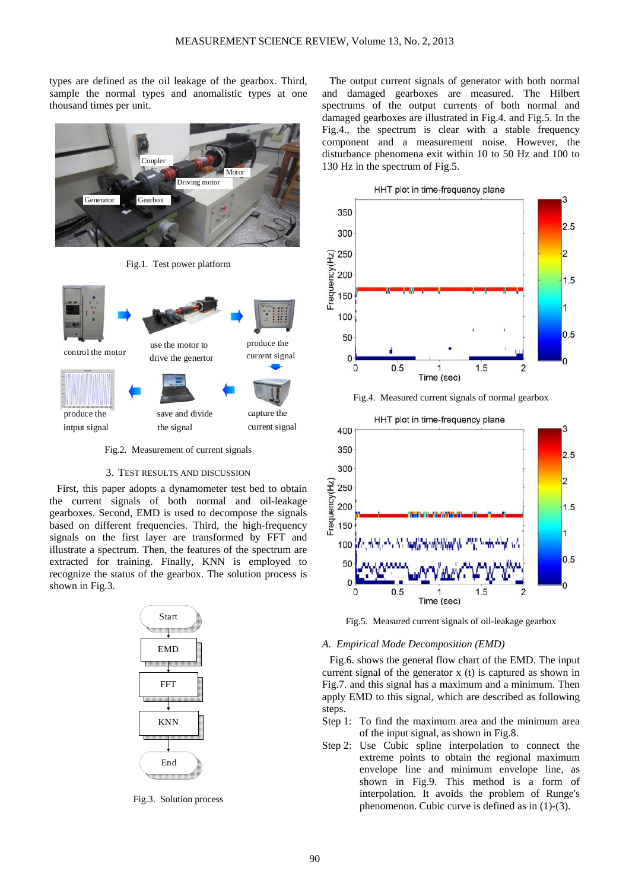types are defined as the oil leakage of the gearbox. Third, sample the normal types and anomalistic types at one thousand times per unit.

Fig.1. Test power platform

Fig.2. Measurement of current signals

## 3. TEST RESULTS AND DISCUSSION

First, this paper adopts a dynamometer test bed to obtain the current signals of both normal and oil-leakage gearboxes. Second, EMD is used to decompose the signals based on different frequencies. Third, the high-frequency signals on the first layer are transformed by FFT and illustrate a spectrum. Then, the features of the spectrum are extracted for training. Finally, KNN is employed to recognize the status of the gearbox. The solution process is shown in Fig.3.

Fig.3. Solution process

The output current signals of generator with both normal and damaged gearboxes are measured. The Hilbert spectrums of the output currents of both normal and damaged gearboxes are illustrated in Fig.4. and Fig.5. In the Fig.4., the spectrum is clear with a stable frequency component and a measurement noise. However, the disturbance phenomena exit within 10 to 50 Hz and 100 to 130 Hz in the spectrum of Fig.5.

Fig.4. Measured current signals of normal gearbox

Fig.5. Measured current signals of oil-leakage gearbox

### *A. Empirical Mode Decomposition (EMD)*

Fig.6. shows the general flow chart of the EMD. The input current signal of the generator x (t) is captured as shown in Fig.7. and this signal has a maximum and a minimum. Then apply EMD to this signal, which are described as following steps.

Step 1: To find the maximum area and the minimum area of the input signal, as shown in Fig.8.

Step 2: Use Cubic spline interpolation to connect the extreme points to obtain the regional maximum envelope line and minimum envelope line, as shown in Fig.9. This method is a form of interpolation. It avoids the problem of Runge's phenomenon. Cubic curve is defined as in (1)-(3).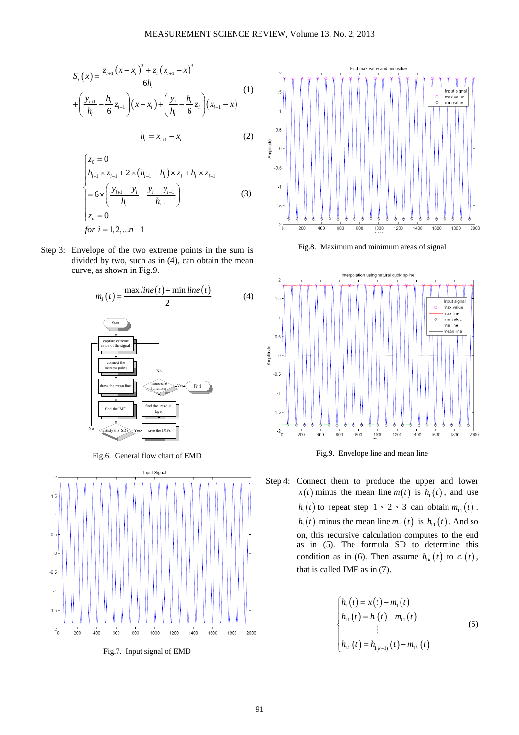$$S_i(x) = \frac{z_{i+1}(x-x_i)^3 + z_i(x_{i+1}-x)^3}{6h_i} + \left(\frac{y_{i+1}}{h_i} - \frac{h_i}{6}z_{i+1}\right)(x-x_i) + \left(\frac{y_i}{h_i} - \frac{h_i}{6}z_i\right)(x_{i+1}-x) \tag{1}$$

$$h_i = x_{i+1} - x_i \tag{2}$$

$$\begin{cases} z_0 = 0 \\ h_{i-1} \times z_{i-1} + 2 \times (h_{i-1} + h_i) \times z_i + h_i \times z_{i+1} \\ = 6 \times \left(\dfrac{y_{i+1} - y_i}{h_i} - \dfrac{y_i - y_{i-1}}{h_{i-1}}\right) \\ z_n = 0 \\ for\ i = 1, 2, \ldots n-1 \end{cases} \tag{3}$$

Step 3: Envelope of the two extreme points in the sum is divided by two, such as in (4), can obtain the mean curve, as shown in Fig.9.

$$m_1(t) = \frac{\max line(t) + \min line(t)}{2} \tag{4}$$

Fig.6. General flow chart of EMD

Fig.7. Input signal of EMD

Fig.8. Maximum and minimum areas of signal

Fig.9. Envelope line and mean line

Step 4: Connect them to produce the upper and lower $x(t)$ minus the mean line $m(t)$ is $h_1(t)$, and use $h_1(t)$ to repeat step 1、2、3 can obtain $m_{11}(t)$. $h_1(t)$ minus the mean line $m_{11}(t)$ is $h_{11}(t)$. And so on, this recursive calculation computes to the end as in (5). The formula SD to determine this condition as in (6). Then assume $h_{1k}(t)$ to $c_1(t)$, that is called IMF as in (7).

$$\begin{cases} h_1(t) = x(t) - m_1(t) \\ h_{11}(t) = h_1(t) - m_{11}(t) \\ \quad\vdots \\ h_{1k}(t) = h_{1(k-1)}(t) - m_{1k}(t) \end{cases} \tag{5}$$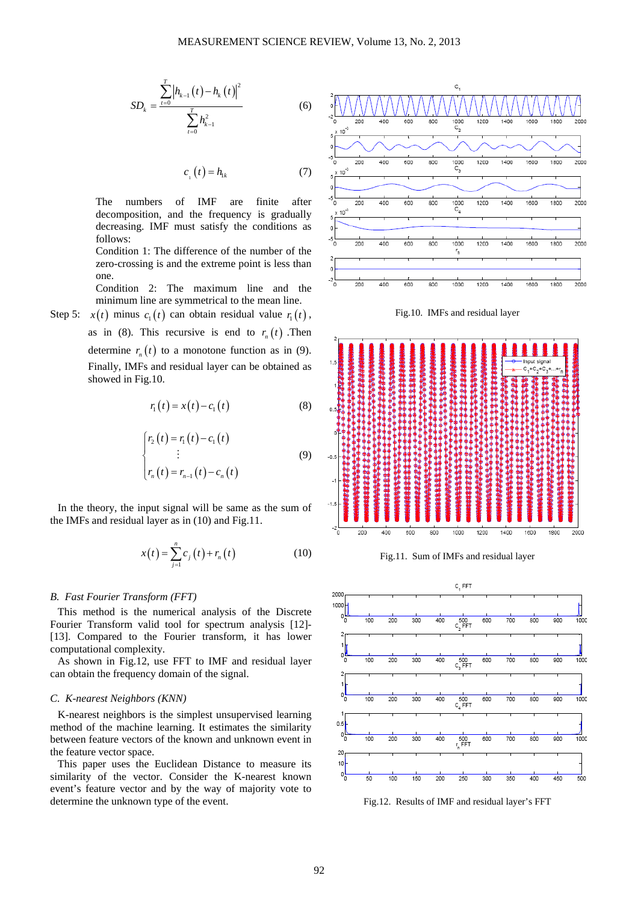$$SD_k = \frac{\sum_{t=0}^{T} \left| h_{k-1}(t) - h_k(t) \right|^2}{\sum_{t=0}^{T} h_{k-1}^2} \tag{6}$$

$$c_i(t) = h_{1k} \tag{7}$$

The numbers of IMF are finite after decomposition, and the frequency is gradually decreasing. IMF must satisfy the conditions as follows:

Condition 1: The difference of the number of the zero-crossing is and the extreme point is less than one.

Condition 2: The maximum line and the minimum line are symmetrical to the mean line.

Step 5: $x(t)$ minus $c_1(t)$ can obtain residual value $r_1(t)$, as in (8). This recursive is end to $r_n(t)$ .Then determine $r_n(t)$ to a monotone function as in (9). Finally, IMFs and residual layer can be obtained as showed in Fig.10.

$$r_1(t) = x(t) - c_1(t) \tag{8}$$

$$\begin{cases} r_2(t) = r_1(t) - c_1(t) \\ \vdots \\ r_n(t) = r_{n-1}(t) - c_n(t) \end{cases} \tag{9}$$

In the theory, the input signal will be same as the sum of the IMFs and residual layer as in (10) and Fig.11.

$$x(t) = \sum_{j=1}^{n} c_j(t) + r_n(t) \tag{10}$$

### *B. Fast Fourier Transform (FFT)*

This method is the numerical analysis of the Discrete Fourier Transform valid tool for spectrum analysis [12]-[13]. Compared to the Fourier transform, it has lower computational complexity.

As shown in Fig.12, use FFT to IMF and residual layer can obtain the frequency domain of the signal.

### *C. K-nearest Neighbors (KNN)*

K-nearest neighbors is the simplest unsupervised learning method of the machine learning. It estimates the similarity between feature vectors of the known and unknown event in the feature vector space.

This paper uses the Euclidean Distance to measure its similarity of the vector. Consider the K-nearest known event's feature vector and by the way of majority vote to determine the unknown type of the event.

Fig.10. IMFs and residual layer

Fig.11. Sum of IMFs and residual layer

Fig.12. Results of IMF and residual layer's FFT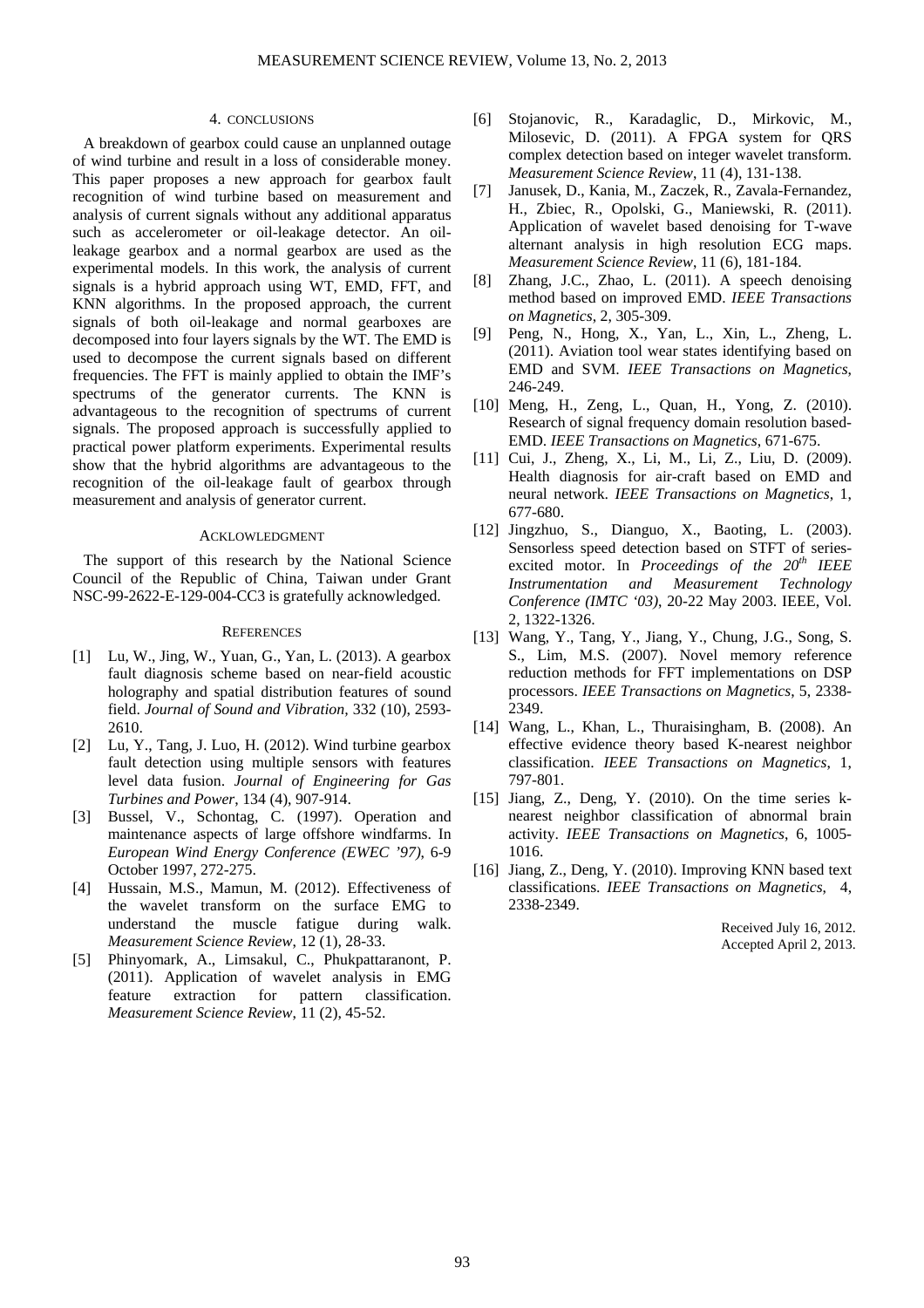## 4. CONCLUSIONS

A breakdown of gearbox could cause an unplanned outage of wind turbine and result in a loss of considerable money. This paper proposes a new approach for gearbox fault recognition of wind turbine based on measurement and analysis of current signals without any additional apparatus such as accelerometer or oil-leakage detector. An oil-leakage gearbox and a normal gearbox are used as the experimental models. In this work, the analysis of current signals is a hybrid approach using WT, EMD, FFT, and KNN algorithms. In the proposed approach, the current signals of both oil-leakage and normal gearboxes are decomposed into four layers signals by the WT. The EMD is used to decompose the current signals based on different frequencies. The FFT is mainly applied to obtain the IMF's spectrums of the generator currents. The KNN is advantageous to the recognition of spectrums of current signals. The proposed approach is successfully applied to practical power platform experiments. Experimental results show that the hybrid algorithms are advantageous to the recognition of the oil-leakage fault of gearbox through measurement and analysis of generator current.

## ACKLOWLEDGMENT

The support of this research by the National Science Council of the Republic of China, Taiwan under Grant NSC-99-2622-E-129-004-CC3 is gratefully acknowledged.

## REFERENCES

[1] Lu, W., Jing, W., Yuan, G., Yan, L. (2013). A gearbox fault diagnosis scheme based on near-field acoustic holography and spatial distribution features of sound field. *Journal of Sound and Vibration*, 332 (10), 2593-2610.

[2] Lu, Y., Tang, J. Luo, H. (2012). Wind turbine gearbox fault detection using multiple sensors with features level data fusion. *Journal of Engineering for Gas Turbines and Power*, 134 (4), 907-914.

[3] Bussel, V., Schontag, C. (1997). Operation and maintenance aspects of large offshore windfarms. In *European Wind Energy Conference (EWEC '97)*, 6-9 October 1997, 272-275.

[4] Hussain, M.S., Mamun, M. (2012). Effectiveness of the wavelet transform on the surface EMG to understand the muscle fatigue during walk. *Measurement Science Review*, 12 (1), 28-33.

[5] Phinyomark, A., Limsakul, C., Phukpattaranont, P. (2011). Application of wavelet analysis in EMG feature extraction for pattern classification. *Measurement Science Review*, 11 (2), 45-52.

[6] Stojanovic, R., Karadaglic, D., Mirkovic, M., Milosevic, D. (2011). A FPGA system for QRS complex detection based on integer wavelet transform. *Measurement Science Review*, 11 (4), 131-138.

[7] Janusek, D., Kania, M., Zaczek, R., Zavala-Fernandez, H., Zbiec, R., Opolski, G., Maniewski, R. (2011). Application of wavelet based denoising for T-wave alternant analysis in high resolution ECG maps. *Measurement Science Review*, 11 (6), 181-184.

[8] Zhang, J.C., Zhao, L. (2011). A speech denoising method based on improved EMD. *IEEE Transactions on Magnetics*, 2, 305-309.

[9] Peng, N., Hong, X., Yan, L., Xin, L., Zheng, L. (2011). Aviation tool wear states identifying based on EMD and SVM. *IEEE Transactions on Magnetics*, 246-249.

[10] Meng, H., Zeng, L., Quan, H., Yong, Z. (2010). Research of signal frequency domain resolution based-EMD. *IEEE Transactions on Magnetics*, 671-675.

[11] Cui, J., Zheng, X., Li, M., Li, Z., Liu, D. (2009). Health diagnosis for air-craft based on EMD and neural network. *IEEE Transactions on Magnetics*, 1, 677-680.

[12] Jingzhuo, S., Dianguo, X., Baoting, L. (2003). Sensorless speed detection based on STFT of series-excited motor. In *Proceedings of the 20th IEEE Instrumentation and Measurement Technology Conference (IMTC '03)*, 20-22 May 2003. IEEE, Vol. 2, 1322-1326.

[13] Wang, Y., Tang, Y., Jiang, Y., Chung, J.G., Song, S. S., Lim, M.S. (2007). Novel memory reference reduction methods for FFT implementations on DSP processors. *IEEE Transactions on Magnetics*, 5, 2338-2349.

[14] Wang, L., Khan, L., Thuraisingham, B. (2008). An effective evidence theory based K-nearest neighbor classification. *IEEE Transactions on Magnetics*, 1, 797-801.

[15] Jiang, Z., Deng, Y. (2010). On the time series k-nearest neighbor classification of abnormal brain activity. *IEEE Transactions on Magnetics*, 6, 1005-1016.

[16] Jiang, Z., Deng, Y. (2010). Improving KNN based text classifications. *IEEE Transactions on Magnetics*, 4, 2338-2349.

Received July 16, 2012.
Accepted April 2, 2013.